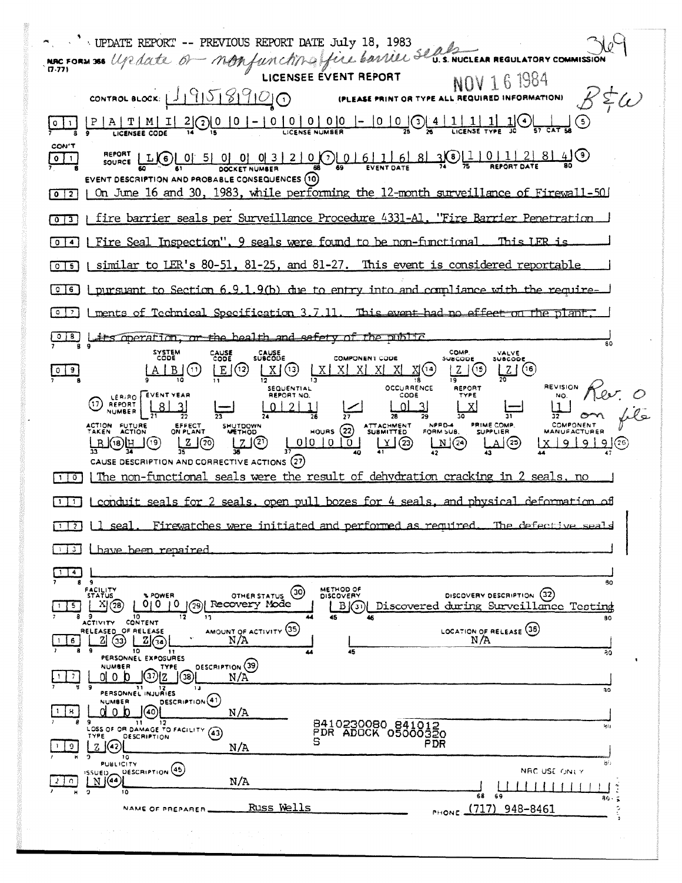UPDATE REPORT -- PREVIOUS REPORT DATE July 18, 1983

369

NRC FORM 366 (7-77) *Update or nonfunctioning fire barrier seals*

U. S. NUCLEAR REGULATORY COMMISSION

**LICENSEE EVENT REPORT**

NOV 16 1984

B&W

CONTROL BLOCK: | | 9 | 5 | 8 | 9 | 0 | (1) (PLEASE PRINT OR TYPE ALL REQUIRED INFORMATION)

01 | P | A | T | M | I | 2 | (2) | 0 | 0 | - | 0 | 0 | 0 | 0 | 0 | - | 0 | 0 | (3) | 4 | 1 | 1 | 1 | 1 | (4) | | | (5)

LICENSEE CODE — LICENSE NUMBER — LICENSE TYPE — CAT

CON'T

01 REPORT SOURCE | L | (6) | 0 | 5 | 0 | 0 | 0 | 3 | 2 | 0 | (7) | 0 | 6 | 1 | 6 | 8 | 3 | (8) | 1 | 0 | 1 | 2 | 8 | 4 | (9)

DOCKET NUMBER — EVENT DATE — REPORT DATE

EVENT DESCRIPTION AND PROBABLE CONSEQUENCES (10)

02 On June 16 and 30, 1983, while performing the 12-month surveillance of Firewall-50

03 fire barrier seals per Surveillance Procedure 4331-A1, "Fire Barrier Penetration

04 Fire Seal Inspection", 9 seals were found to be non-functional. This LER is

05 similar to LER's 80-51, 81-25, and 81-27. This event is considered reportable

06 pursuant to Section 6.9.1.9(b) due to entry into and compliance with the require-

07 ments of Technical Specification 3.7.11. ~~This event had no effect on the plant,~~

08 ~~its operation, or the health and safety of the public.~~

| SYSTEM CODE | CAUSE CODE | CAUSE SUBCODE | COMPONENT CODE | COMP. SUBCODE | VALVE SUBCODE |
|---|---|---|---|---|---|
| A B (11) | E (12) | X (13) | X X X X X X (14) | Z (15) | Z (16) |

| (17) LER/RO REPORT NUMBER | EVENT YEAR | | SEQUENTIAL REPORT NO. | | OCCURRENCE CODE | REPORT TYPE | | REVISION NO. |
|---|---|---|---|---|---|---|---|---|
| | 8 3 | — | 0 2 1 | / | 0 3 | X | — | 1 |

*Rev. 0 on file*

| ACTION TAKEN | FUTURE ACTION | EFFECT ON PLANT | SHUTDOWN METHOD | HOURS (22) | ATTACHMENT SUBMITTED | NPRD-4 FORM SUB. | PRIME COMP. SUPPLIER | COMPONENT MANUFACTURER |
|---|---|---|---|---|---|---|---|---|
| B (18) | H (19) | Z (20) | Z (21) | 0 0 0 0 | Y (23) | N (24) | A (25) | X 9 9 9 (26) |

CAUSE DESCRIPTION AND CORRECTIVE ACTIONS (27)

10 The non-functional seals were the result of dehydration cracking in 2 seals, no

11 conduit seals for 2 seals, open pull bozes for 4 seals, and physical deformation of

12 1 seal. Firewatches were initiated and performed as required. The defective seals

13 have been repaired.

14

| FACILITY STATUS | % POWER | OTHER STATUS (30) | METHOD OF DISCOVERY | DISCOVERY DESCRIPTION (32) |
|---|---|---|---|---|
| 15 X (28) | 0 0 0 (29) | Recovery Mode | B (31) | Discovered during Surveillance Testing |

| ACTIVITY RELEASED OF RELEASE | CONTENT | AMOUNT OF ACTIVITY (35) | LOCATION OF RELEASE (36) |
|---|---|---|---|
| 16 Z (33) | Z (34) | N/A | N/A |

PERSONNEL EXPOSURES

| NUMBER | TYPE | DESCRIPTION (39) |
|---|---|---|
| 17 0 0 0 (37) | Z (38) | N/A |

PERSONNEL INJURIES

| NUMBER | DESCRIPTION (41) |
|---|---|
| 18 0 0 0 (40) | N/A |

8410230080 841012
PDR ADOCK 05000320
S PDR

LOSS OF OR DAMAGE TO FACILITY (43)

| TYPE | DESCRIPTION |
|---|---|
| 19 Z (42) | N/A |

PUBLICITY

| ISSUED | DESCRIPTION (45) |
|---|---|
| 20 N (44) | N/A |

NRC USE ONLY

NAME OF PREPARER Russ Wells PHONE (717) 948-8461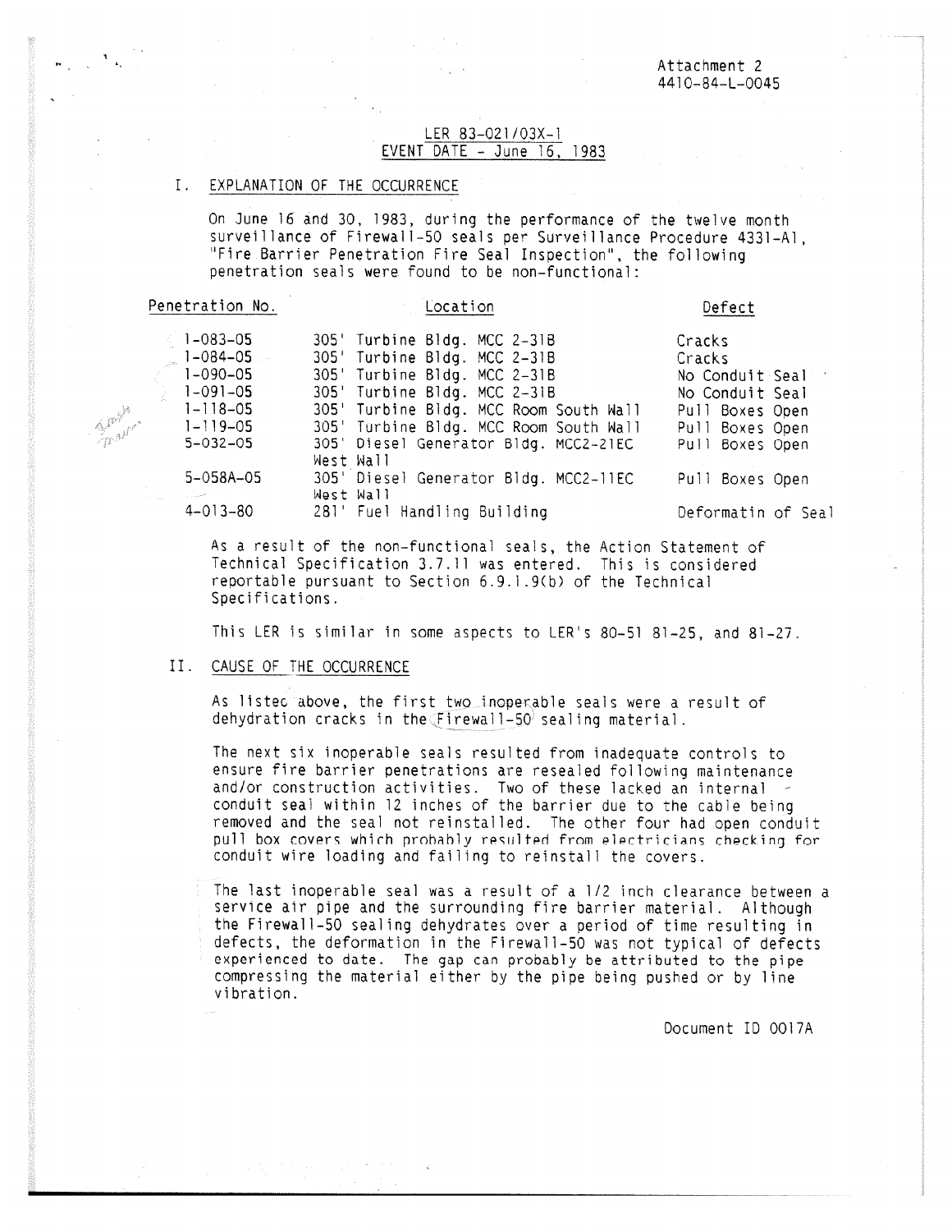Attachment 2
4410-84-L-0045

LER 83-021/03X-1
EVENT DATE - June 16, 1983

## I. EXPLANATION OF THE OCCURRENCE

On June 16 and 30, 1983, during the performance of the twelve month surveillance of Firewall-50 seals per Surveillance Procedure 4331-A1, "Fire Barrier Penetration Fire Seal Inspection", the following penetration seals were found to be non-functional:

| Penetration No. | Location | Defect |
|---|---|---|
| 1-083-05 | 305' Turbine Bldg. MCC 2-31B | Cracks |
| 1-084-05 | 305' Turbine Bldg. MCC 2-31B | Cracks |
| 1-090-05 | 305' Turbine Bldg. MCC 2-31B | No Conduit Seal |
| 1-091-05 | 305' Turbine Bldg. MCC 2-31B | No Conduit Seal |
| 1-118-05 | 305' Turbine Bldg. MCC Room South Wall | Pull Boxes Open |
| 1-119-05 | 305' Turbine Bldg. MCC Room South Wall | Pull Boxes Open |
| 5-032-05 | 305' Diesel Generator Bldg. MCC2-21EC West Wall | Pull Boxes Open |
| 5-058A-05 | 305' Diesel Generator Bldg. MCC2-11EC West Wall | Pull Boxes Open |
| 4-013-80 | 281' Fuel Handling Building | Deformatin of Seal |

As a result of the non-functional seals, the Action Statement of Technical Specification 3.7.11 was entered. This is considered reportable pursuant to Section 6.9.1.9(b) of the Technical Specifications.

This LER is similar in some aspects to LER's 80-51 81-25, and 81-27.

## II. CAUSE OF THE OCCURRENCE

As listec above, the first two inoperable seals were a result of dehydration cracks in the Firewall-50 sealing material.

The next six inoperable seals resulted from inadequate controls to ensure fire barrier penetrations are resealed following maintenance and/or construction activities. Two of these lacked an internal conduit seal within 12 inches of the barrier due to the cable being removed and the seal not reinstalled. The other four had open conduit pull box covers which probably resulted from electricians checking for conduit wire loading and failing to reinstall the covers.

The last inoperable seal was a result of a 1/2 inch clearance between a service air pipe and the surrounding fire barrier material. Although the Firewall-50 sealing dehydrates over a period of time resulting in defects, the deformation in the Firewall-50 was not typical of defects experienced to date. The gap can probably be attributed to the pipe compressing the material either by the pipe being pushed or by line vibration.

Document ID 0017A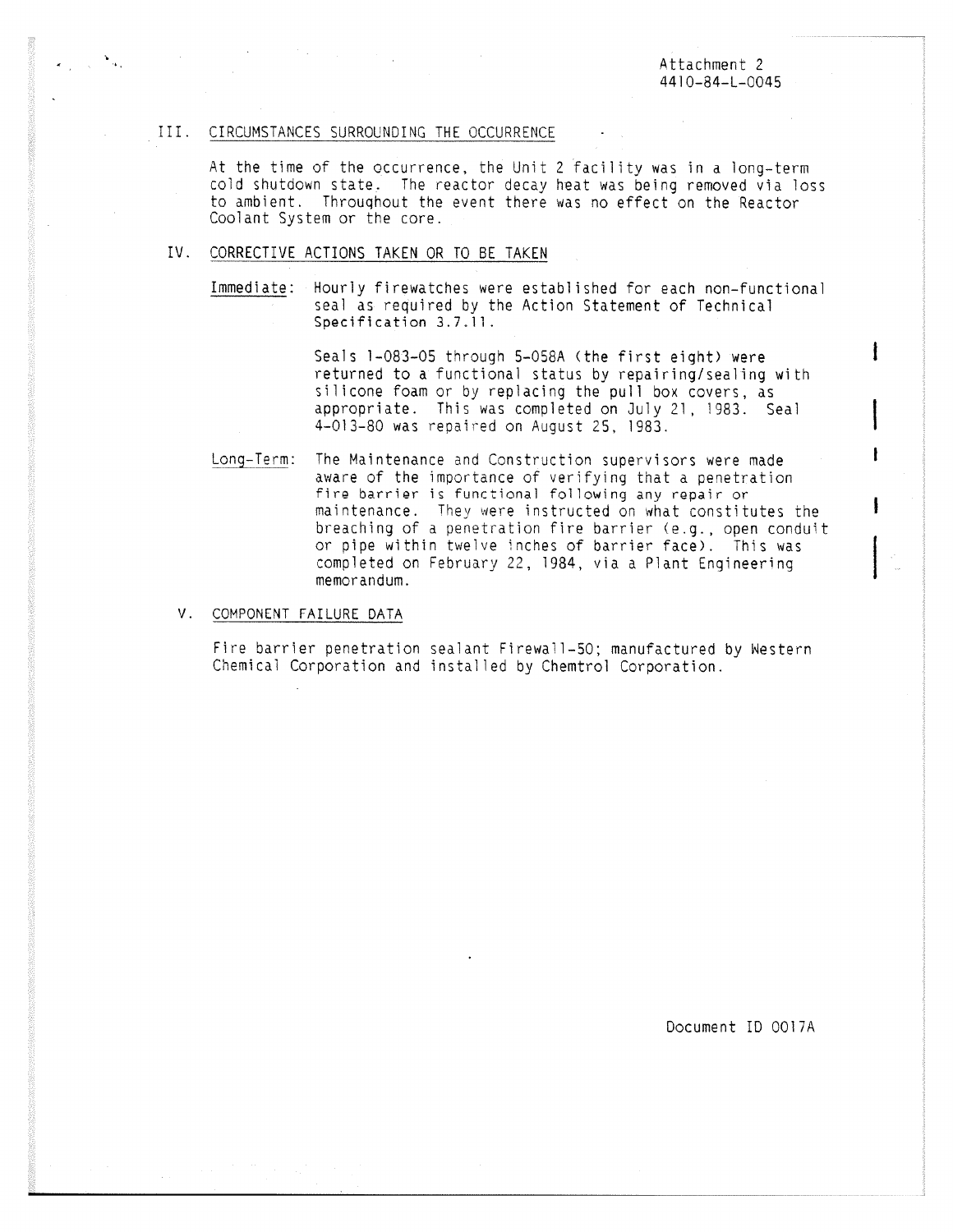Attachment 2
4410-84-L-0045

## III. CIRCUMSTANCES SURROUNDING THE OCCURRENCE

At the time of the occurrence, the Unit 2 facility was in a long-term cold shutdown state. The reactor decay heat was being removed via loss to ambient. Throughout the event there was no effect on the Reactor Coolant System or the core.

## IV. CORRECTIVE ACTIONS TAKEN OR TO BE TAKEN

Immediate: Hourly firewatches were established for each non-functional seal as required by the Action Statement of Technical Specification 3.7.11.

Seals 1-083-05 through 5-058A (the first eight) were returned to a functional status by repairing/sealing with silicone foam or by replacing the pull box covers, as appropriate. This was completed on July 21, 1983. Seal 4-013-80 was repaired on August 25, 1983.

Long-Term: The Maintenance and Construction supervisors were made aware of the importance of verifying that a penetration fire barrier is functional following any repair or maintenance. They were instructed on what constitutes the breaching of a penetration fire barrier (e.g., open conduit or pipe within twelve inches of barrier face). This was completed on February 22, 1984, via a Plant Engineering memorandum.

## V. COMPONENT FAILURE DATA

Fire barrier penetration sealant Firewall-50; manufactured by Western Chemical Corporation and installed by Chemtrol Corporation.

Document ID 0017A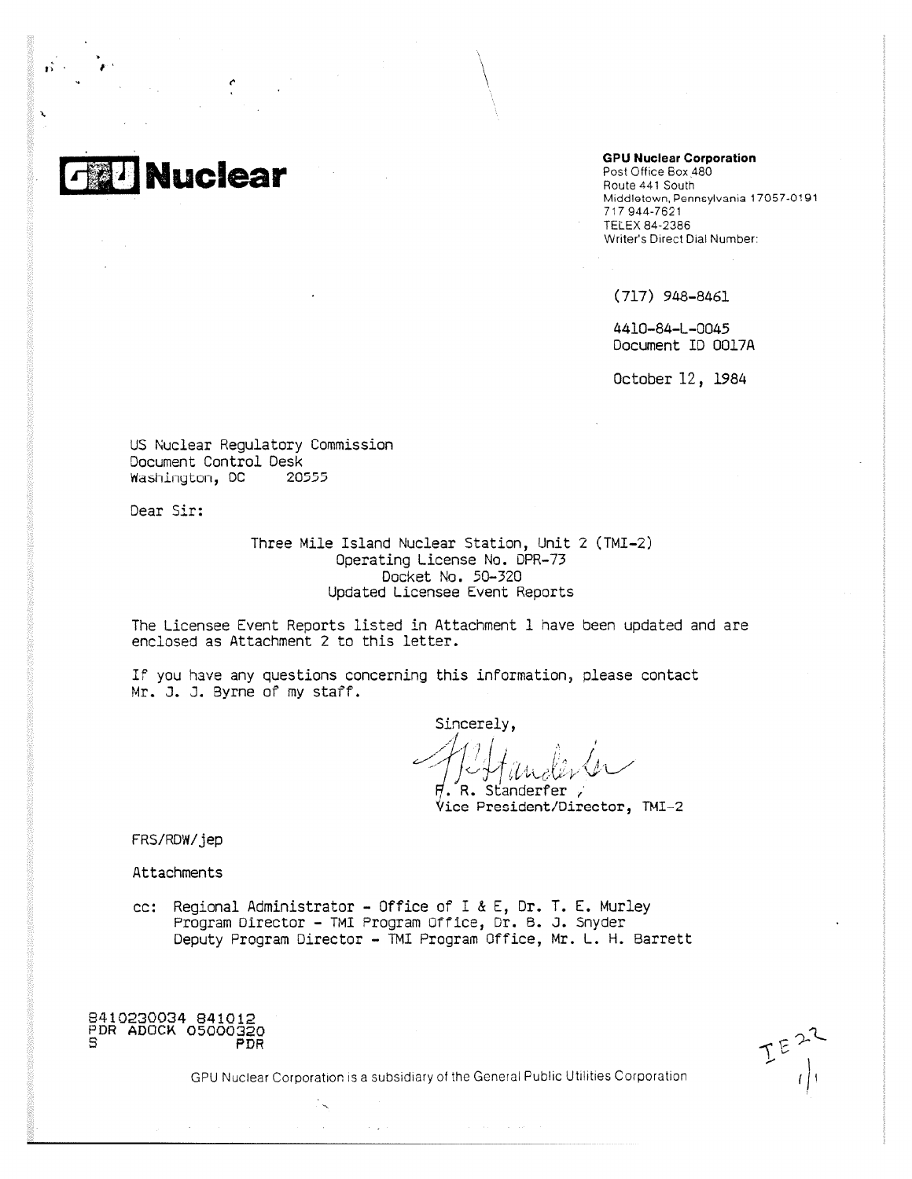# GPU Nuclear

**GPU Nuclear Corporation**
Post Office Box 480
Route 441 South
Middletown, Pennsylvania 17057-0191
717 944-7621
TELEX 84-2386
Writer's Direct Dial Number:

(717) 948-8461

4410-84-L-0045
Document ID 0017A

October 12, 1984

US Nuclear Regulatory Commission
Document Control Desk
Washington, DC 20555

Dear Sir:

Three Mile Island Nuclear Station, Unit 2 (TMI-2)
Operating License No. DPR-73
Docket No. 50-320
Updated Licensee Event Reports

The Licensee Event Reports listed in Attachment 1 have been updated and are enclosed as Attachment 2 to this letter.

If you have any questions concerning this information, please contact Mr. J. J. Byrne of my staff.

Sincerely,

F. R. Standerfer
Vice President/Director, TMI-2

FRS/RDW/jep

Attachments

cc: Regional Administrator - Office of I & E, Dr. T. E. Murley
Program Director - TMI Program Office, Dr. B. J. Snyder
Deputy Program Director - TMI Program Office, Mr. L. H. Barrett

8410230034 841012
PDR ADOCK 05000320
S PDR

IE22

GPU Nuclear Corporation is a subsidiary of the General Public Utilities Corporation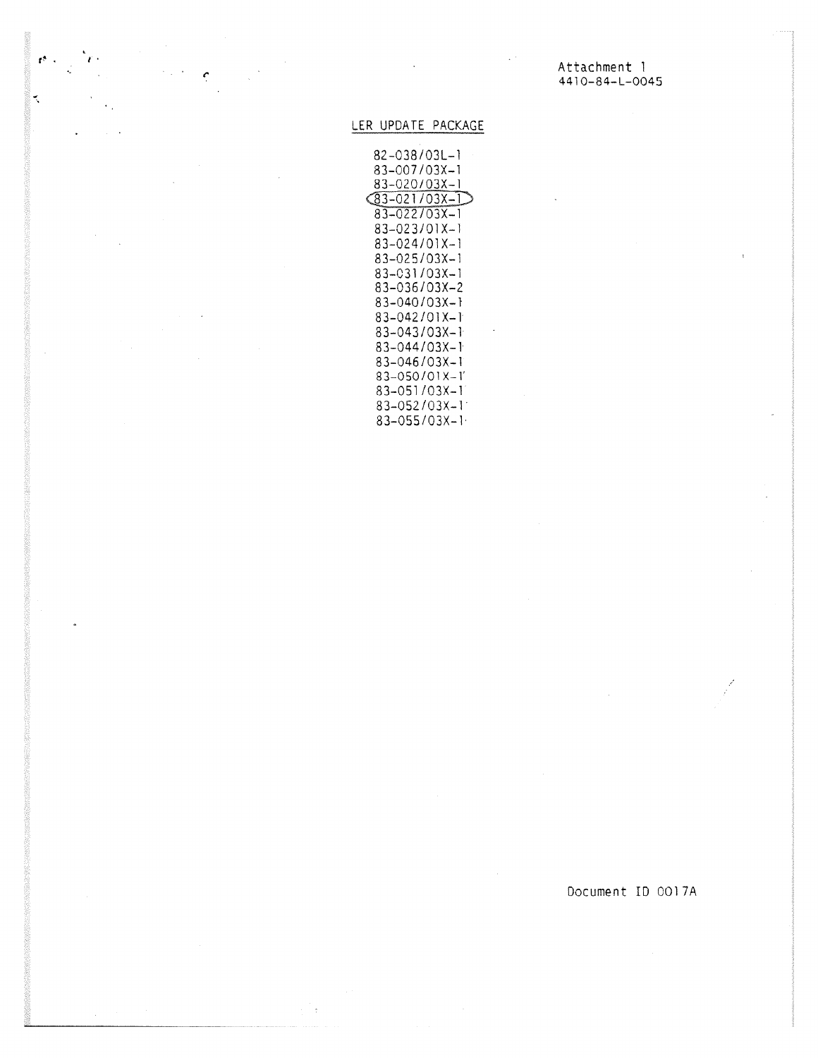Attachment 1
4410-84-L-0045

## LER UPDATE PACKAGE

82-038/03L-1
83-007/03X-1
83-020/03X-1
83-021/03X-1
83-022/03X-1
83-023/01X-1
83-024/01X-1
83-025/03X-1
83-031/03X-1
83-036/03X-2
83-040/03X-1
83-042/01X-1
83-043/03X-1
83-044/03X-1
83-046/03X-1
83-050/01X-1
83-051/03X-1
83-052/03X-1
83-055/03X-1

Document ID 0017A